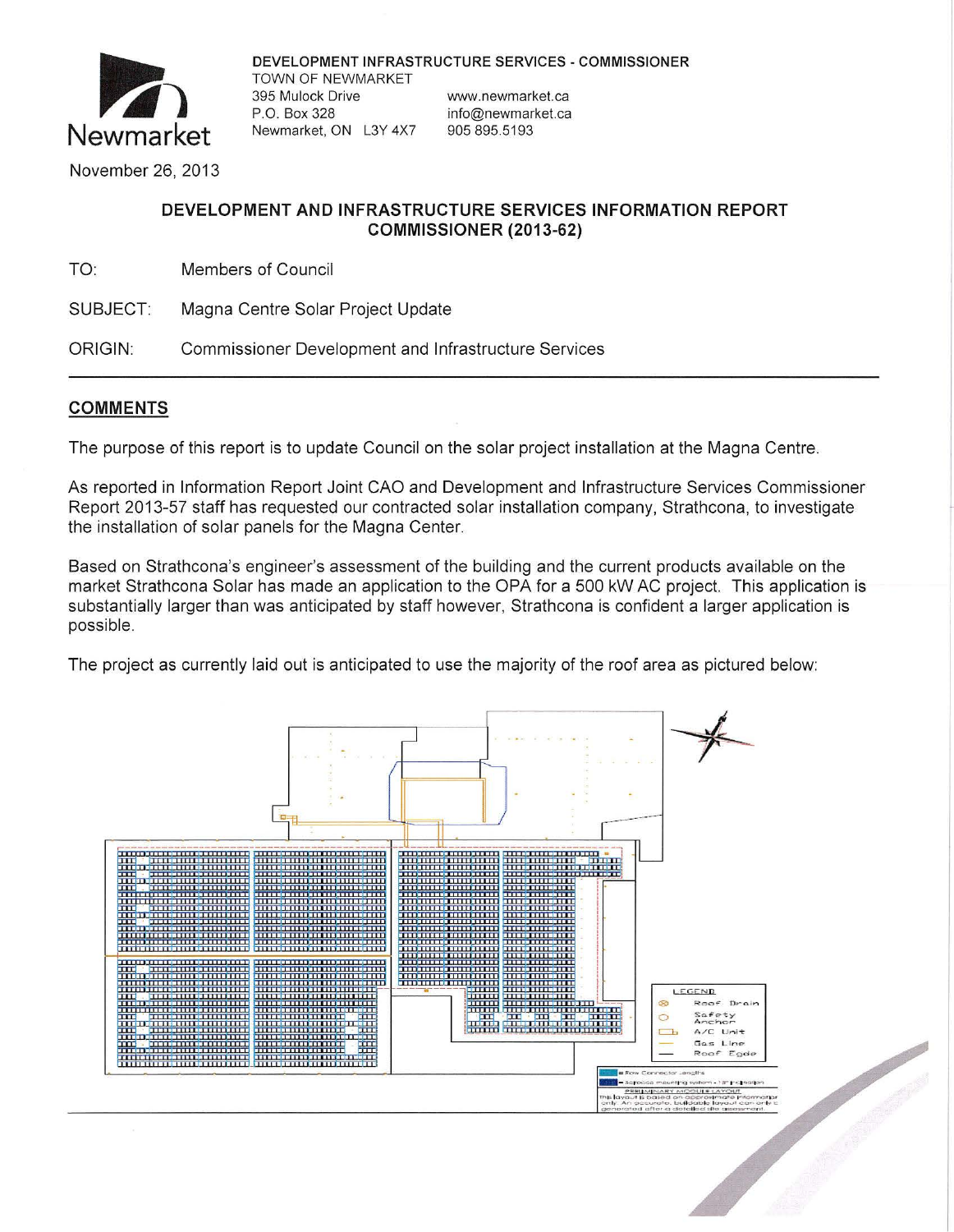**DEVELOPMENT INFRASTRUCTURE SERVICES - COMMISSIONER**
TOWN OF NEWMARKET
395 Mulock Drive
P.O. Box 328
Newmarket, ON L3Y 4X7

www.newmarket.ca
info@newmarket.ca
905 895.5193

November 26, 2013

## DEVELOPMENT AND INFRASTRUCTURE SERVICES INFORMATION REPORT COMMISSIONER (2013-62)

TO: Members of Council

SUBJECT: Magna Centre Solar Project Update

ORIGIN: Commissioner Development and Infrastructure Services

---

## COMMENTS

The purpose of this report is to update Council on the solar project installation at the Magna Centre.

As reported in Information Report Joint CAO and Development and Infrastructure Services Commissioner Report 2013-57 staff has requested our contracted solar installation company, Strathcona, to investigate the installation of solar panels for the Magna Center.

Based on Strathcona's engineer's assessment of the building and the current products available on the market Strathcona Solar has made an application to the OPA for a 500 kW AC project. This application is substantially larger than was anticipated by staff however, Strathcona is confident a larger application is possible.

The project as currently laid out is anticipated to use the majority of the roof area as pictured below: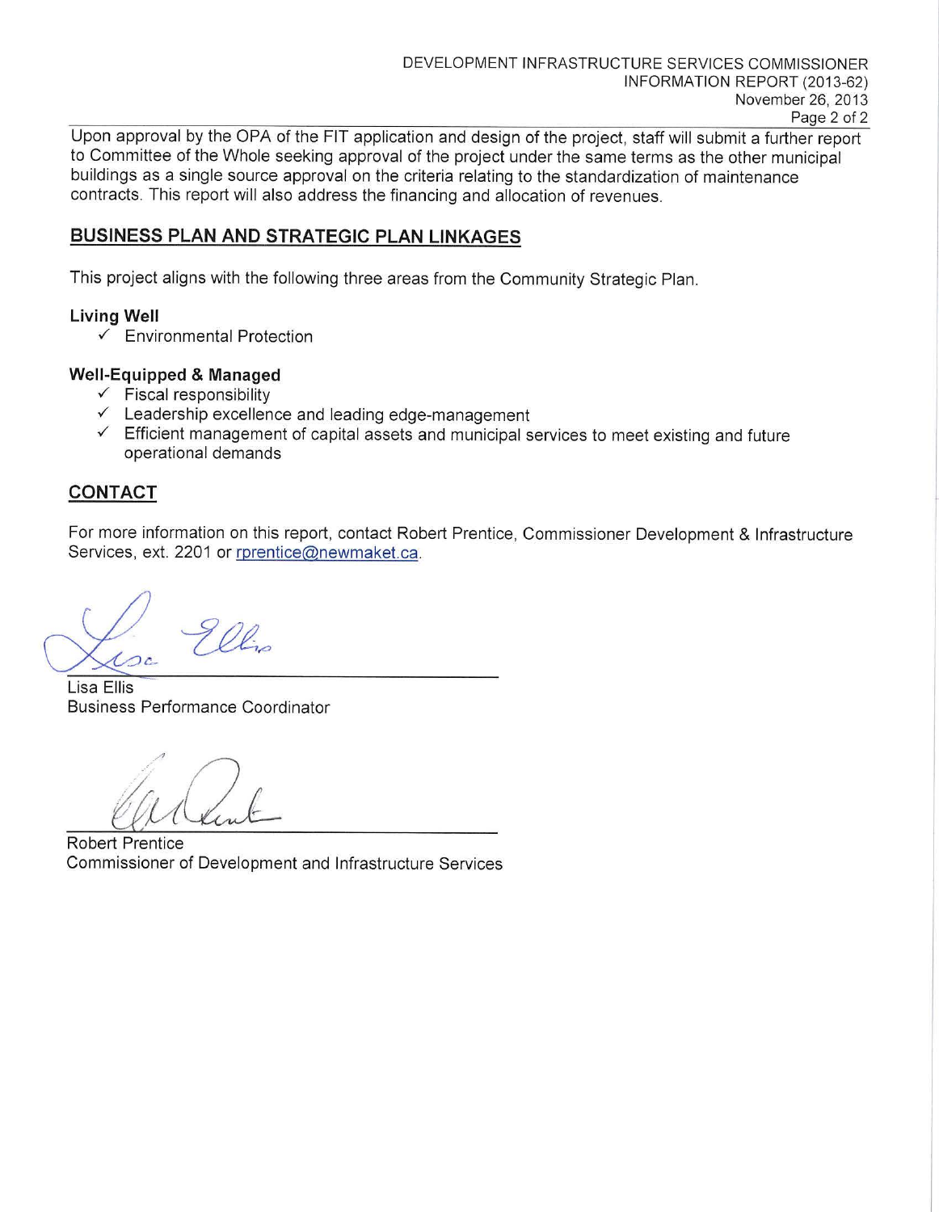Upon approval by the OPA of the FIT application and design of the project, staff will submit a further report to Committee of the Whole seeking approval of the project under the same terms as the other municipal buildings as a single source approval on the criteria relating to the standardization of maintenance contracts. This report will also address the financing and allocation of revenues.

## BUSINESS PLAN AND STRATEGIC PLAN LINKAGES

This project aligns with the following three areas from the Community Strategic Plan.

**Living Well**

- ✓ Environmental Protection

**Well-Equipped & Managed**

- ✓ Fiscal responsibility
- ✓ Leadership excellence and leading edge-management
- ✓ Efficient management of capital assets and municipal services to meet existing and future operational demands

## CONTACT

For more information on this report, contact Robert Prentice, Commissioner Development & Infrastructure Services, ext. 2201 or rprentice@newmaket.ca.

Lisa Ellis
Business Performance Coordinator

Robert Prentice
Commissioner of Development and Infrastructure Services